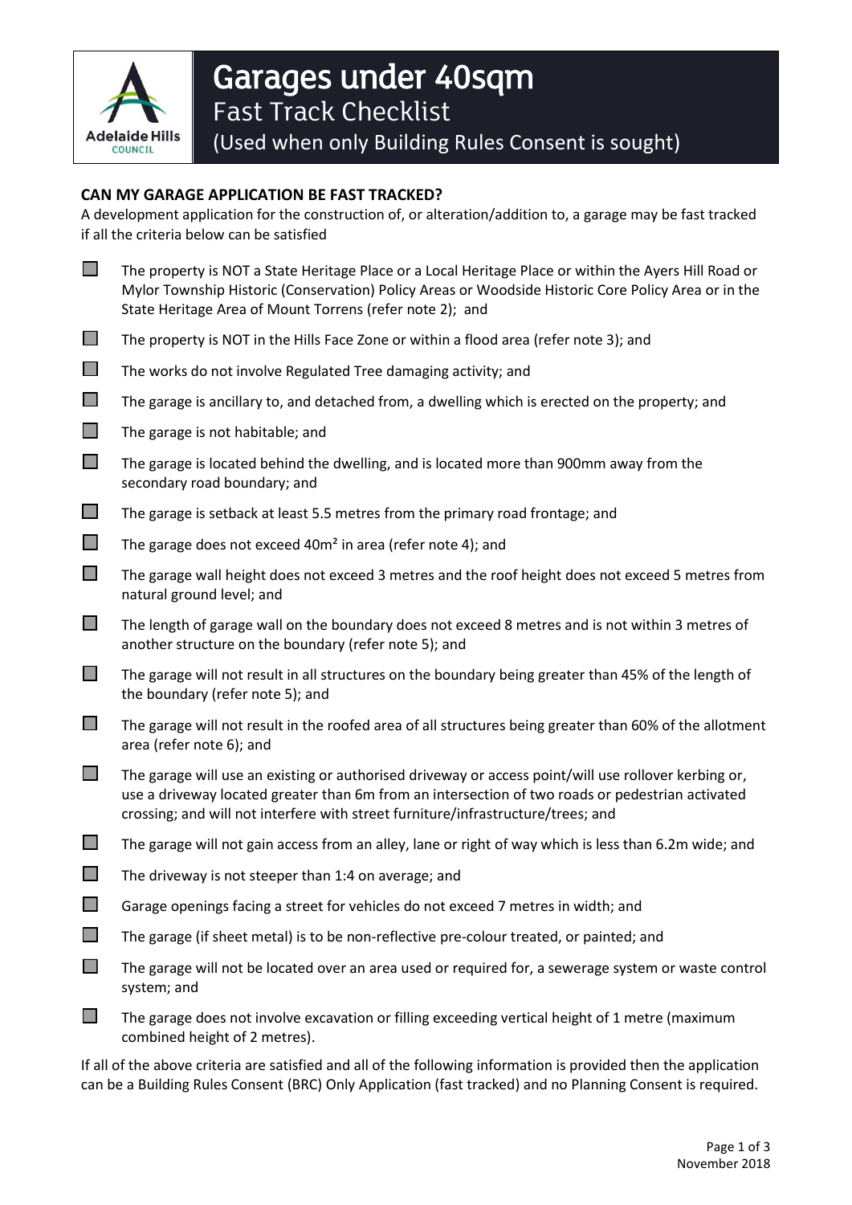# Garages under 40sqm

## Fast Track Checklist

(Used when only Building Rules Consent is sought)

**CAN MY GARAGE APPLICATION BE FAST TRACKED?**

A development application for the construction of, or alteration/addition to, a garage may be fast tracked if all the criteria below can be satisfied

- ☐ The property is NOT a State Heritage Place or a Local Heritage Place or within the Ayers Hill Road or Mylor Township Historic (Conservation) Policy Areas or Woodside Historic Core Policy Area or in the State Heritage Area of Mount Torrens (refer note 2); and
- ☐ The property is NOT in the Hills Face Zone or within a flood area (refer note 3); and
- ☐ The works do not involve Regulated Tree damaging activity; and
- ☐ The garage is ancillary to, and detached from, a dwelling which is erected on the property; and
- ☐ The garage is not habitable; and
- ☐ The garage is located behind the dwelling, and is located more than 900mm away from the secondary road boundary; and
- ☐ The garage is setback at least 5.5 metres from the primary road frontage; and
- ☐ The garage does not exceed 40m² in area (refer note 4); and
- ☐ The garage wall height does not exceed 3 metres and the roof height does not exceed 5 metres from natural ground level; and
- ☐ The length of garage wall on the boundary does not exceed 8 metres and is not within 3 metres of another structure on the boundary (refer note 5); and
- ☐ The garage will not result in all structures on the boundary being greater than 45% of the length of the boundary (refer note 5); and
- ☐ The garage will not result in the roofed area of all structures being greater than 60% of the allotment area (refer note 6); and
- ☐ The garage will use an existing or authorised driveway or access point/will use rollover kerbing or, use a driveway located greater than 6m from an intersection of two roads or pedestrian activated crossing; and will not interfere with street furniture/infrastructure/trees; and
- ☐ The garage will not gain access from an alley, lane or right of way which is less than 6.2m wide; and
- ☐ The driveway is not steeper than 1:4 on average; and
- ☐ Garage openings facing a street for vehicles do not exceed 7 metres in width; and
- ☐ The garage (if sheet metal) is to be non-reflective pre-colour treated, or painted; and
- ☐ The garage will not be located over an area used or required for, a sewerage system or waste control system; and
- ☐ The garage does not involve excavation or filling exceeding vertical height of 1 metre (maximum combined height of 2 metres).

If all of the above criteria are satisfied and all of the following information is provided then the application can be a Building Rules Consent (BRC) Only Application (fast tracked) and no Planning Consent is required.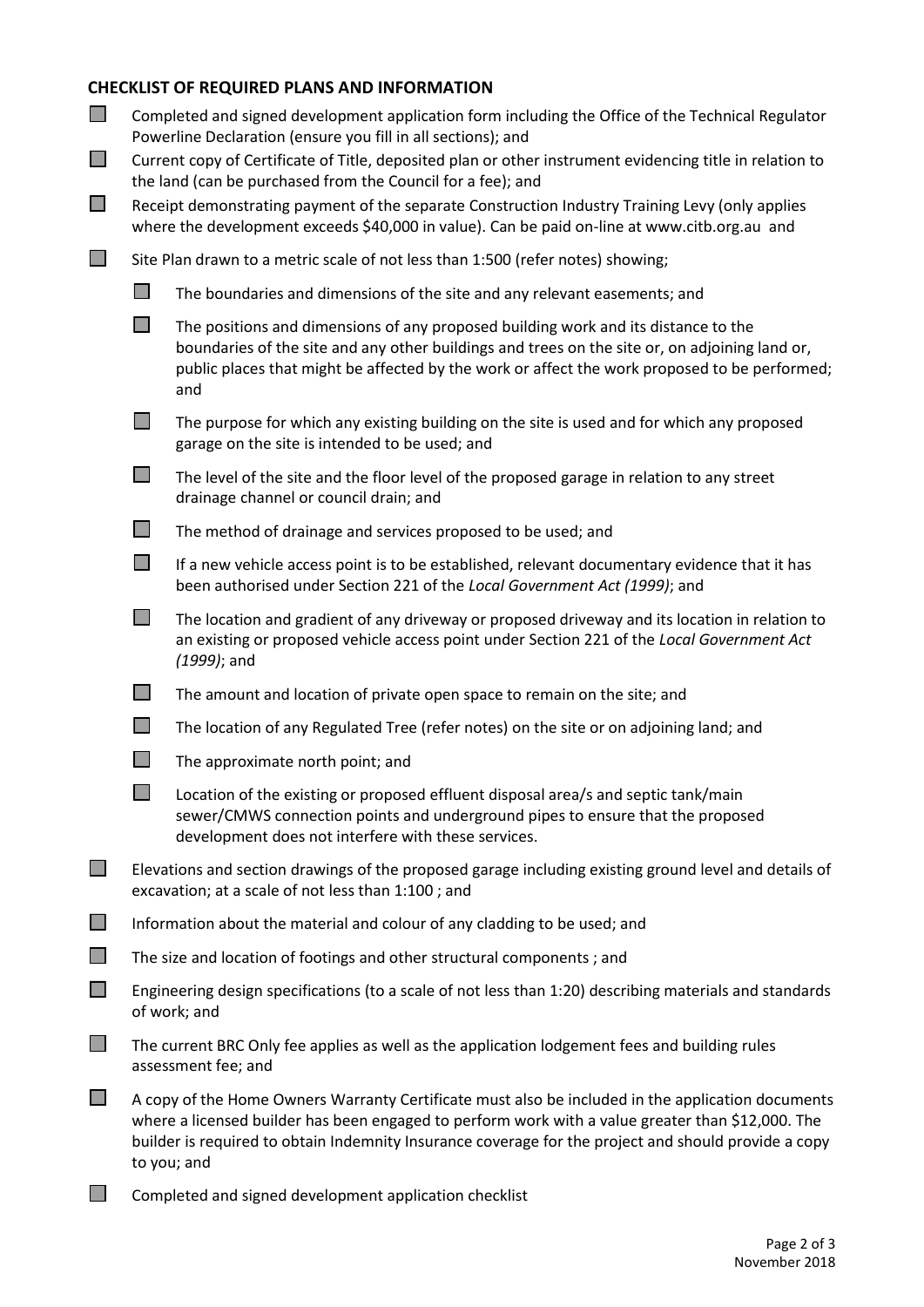## CHECKLIST OF REQUIRED PLANS AND INFORMATION

- [ ] Completed and signed development application form including the Office of the Technical Regulator Powerline Declaration (ensure you fill in all sections); and
- [ ] Current copy of Certificate of Title, deposited plan or other instrument evidencing title in relation to the land (can be purchased from the Council for a fee); and
- [ ] Receipt demonstrating payment of the separate Construction Industry Training Levy (only applies where the development exceeds $40,000 in value). Can be paid on-line at www.citb.org.au and
- [ ] Site Plan drawn to a metric scale of not less than 1:500 (refer notes) showing;
    - [ ] The boundaries and dimensions of the site and any relevant easements; and
    - [ ] The positions and dimensions of any proposed building work and its distance to the boundaries of the site and any other buildings and trees on the site or, on adjoining land or, public places that might be affected by the work or affect the work proposed to be performed; and
    - [ ] The purpose for which any existing building on the site is used and for which any proposed garage on the site is intended to be used; and
    - [ ] The level of the site and the floor level of the proposed garage in relation to any street drainage channel or council drain; and
    - [ ] The method of drainage and services proposed to be used; and
    - [ ] If a new vehicle access point is to be established, relevant documentary evidence that it has been authorised under Section 221 of the *Local Government Act (1999)*; and
    - [ ] The location and gradient of any driveway or proposed driveway and its location in relation to an existing or proposed vehicle access point under Section 221 of the *Local Government Act (1999)*; and
    - [ ] The amount and location of private open space to remain on the site; and
    - [ ] The location of any Regulated Tree (refer notes) on the site or on adjoining land; and
    - [ ] The approximate north point; and
    - [ ] Location of the existing or proposed effluent disposal area/s and septic tank/main sewer/CMWS connection points and underground pipes to ensure that the proposed development does not interfere with these services.
- [ ] Elevations and section drawings of the proposed garage including existing ground level and details of excavation; at a scale of not less than 1:100 ; and
- [ ] Information about the material and colour of any cladding to be used; and
- [ ] The size and location of footings and other structural components ; and
- [ ] Engineering design specifications (to a scale of not less than 1:20) describing materials and standards of work; and
- [ ] The current BRC Only fee applies as well as the application lodgement fees and building rules assessment fee; and
- [ ] A copy of the Home Owners Warranty Certificate must also be included in the application documents where a licensed builder has been engaged to perform work with a value greater than $12,000. The builder is required to obtain Indemnity Insurance coverage for the project and should provide a copy to you; and
- [ ] Completed and signed development application checklist

November 2018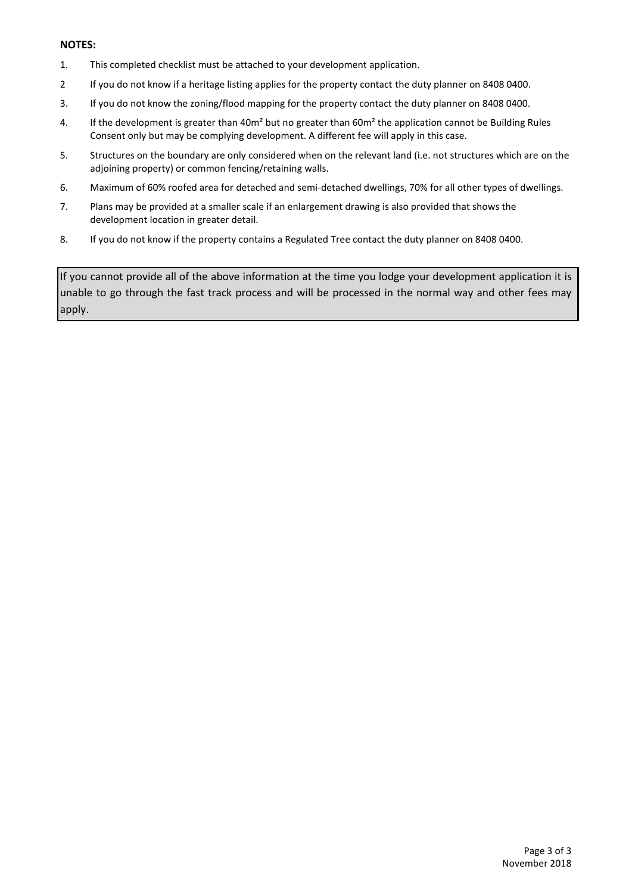**NOTES:**

1. This completed checklist must be attached to your development application.
2. If you do not know if a heritage listing applies for the property contact the duty planner on 8408 0400.
3. If you do not know the zoning/flood mapping for the property contact the duty planner on 8408 0400.
4. If the development is greater than $40m^2$ but no greater than $60m^2$ the application cannot be Building Rules Consent only but may be complying development. A different fee will apply in this case.
5. Structures on the boundary are only considered when on the relevant land (i.e. not structures which are on the adjoining property) or common fencing/retaining walls.
6. Maximum of 60% roofed area for detached and semi-detached dwellings, 70% for all other types of dwellings.
7. Plans may be provided at a smaller scale if an enlargement drawing is also provided that shows the development location in greater detail.
8. If you do not know if the property contains a Regulated Tree contact the duty planner on 8408 0400.

If you cannot provide all of the above information at the time you lodge your development application it is unable to go through the fast track process and will be processed in the normal way and other fees may apply.

November 2018